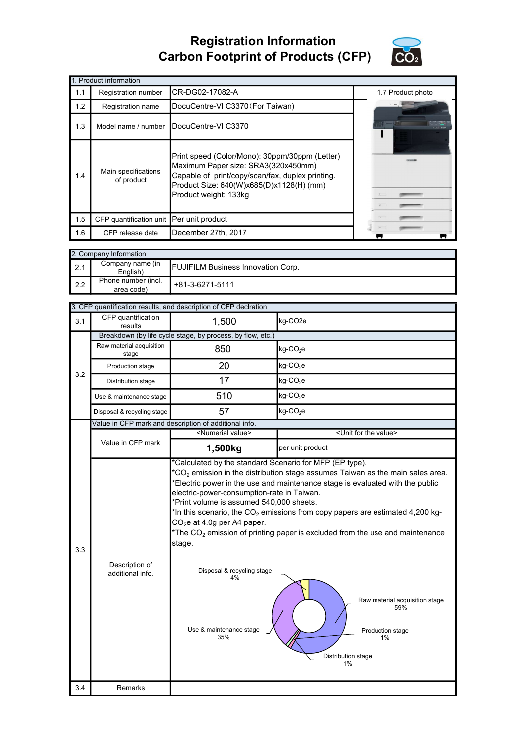# Registration Information
# Carbon Footprint of Products (CFP)

| 1. Product information | | |
|---|---|---|
| 1.1 | Registration number | CR-DG02-17082-A |
| 1.2 | Registration name | DocuCentre-VI C3370（For Taiwan) |
| 1.3 | Model name / number | DocuCentre-VI C3370 |
| 1.4 | Main specifications of product | Print speed (Color/Mono): 30ppm/30ppm (Letter)<br>Maximum Paper size: SRA3(320x450mm)<br>Capable of print/copy/scan/fax, duplex printing.<br>Product Size: 640(W)x685(D)x1128(H) (mm)<br>Product weight: 133kg |
| 1.5 | CFP quantification unit | Per unit product |
| 1.6 | CFP release date | December 27th, 2017 |
| 1.7 | Product photo | |

| 2. Company Information | | |
|---|---|---|
| 2.1 | Company name (in English) | FUJIFILM Business Innovation Corp. |
| 2.2 | Phone number (incl. area code) | +81-3-6271-5111 |

| 3. CFP quantification results, and description of CFP declration | | | |
|---|---|---|---|
| 3.1 | CFP quantification results | 1,500 | kg-CO2e |
| 3.2 | Breakdown (by life cycle stage, by process, by flow, etc.) | | |
| | Raw material acquisition stage | 850 | kg-$CO_2$e |
| | Production stage | 20 | kg-$CO_2$e |
| | Distribution stage | 17 | kg-$CO_2$e |
| | Use & maintenance stage | 510 | kg-$CO_2$e |
| | Disposal & recycling stage | 57 | kg-$CO_2$e |
| 3.3 | Value in CFP mark and description of additional info. | | |
| | Value in CFP mark | <Numerial value> | <Unit for the value> |
| | | **1,500kg** | per unit product |
| | Description of additional info. | *Calculated by the standard Scenario for MFP (EP type).<br>*$CO_2$ emission in the distribution stage assumes Taiwan as the main sales area.<br>*Electric power in the use and maintenance stage is evaluated with the public electric-power-consumption-rate in Taiwan.<br>*Print volume is assumed 540,000 sheets.<br>*In this scenario, the $CO_2$ emissions from copy papers are estimated 4,200 kg-$CO_2$e at 4.0g per A4 paper.<br>*The $CO_2$ emission of printing paper is excluded from the use and maintenance stage. | |
| 3.4 | Remarks | | |

Disposal & recycling stage 4%

Raw material acquisition stage 59%

Production stage 1%

Distribution stage 1%

Use & maintenance stage 35%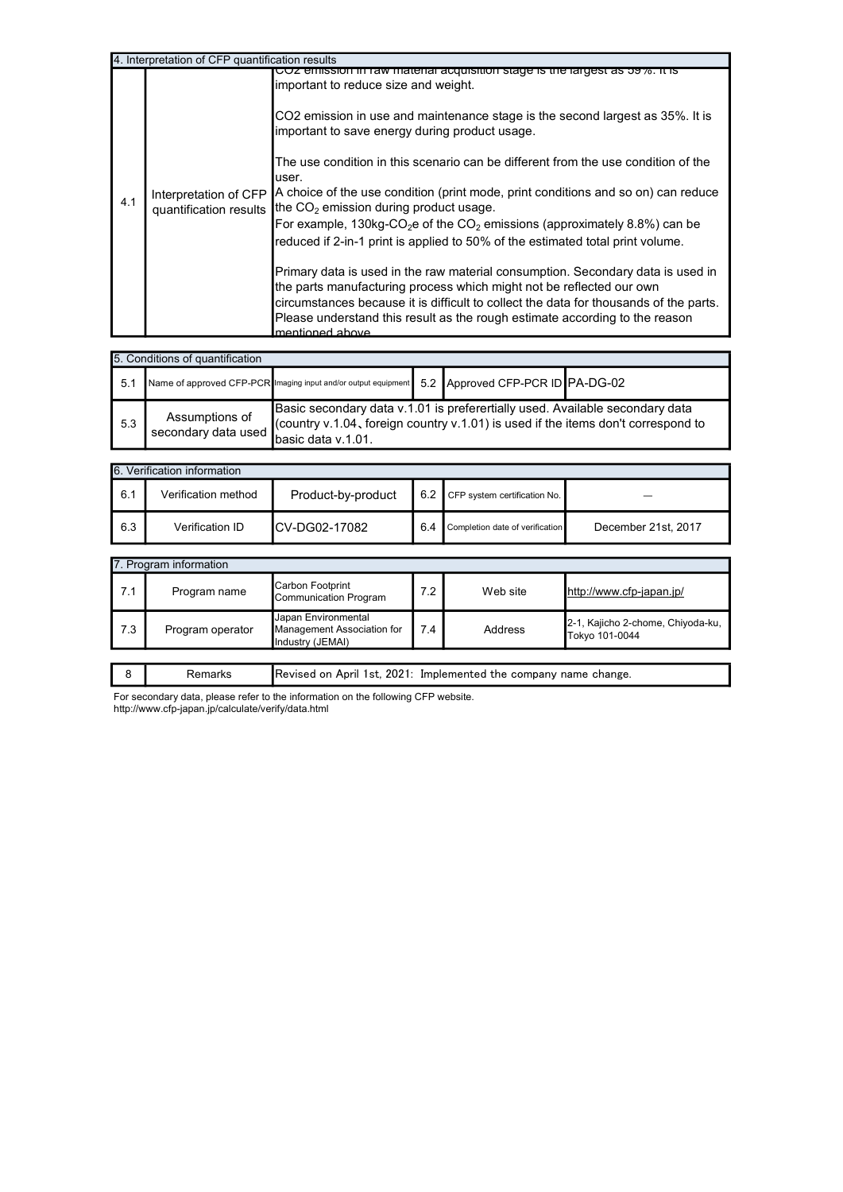| 4. Interpretation of CFP quantification results | | |
|---|---|---|
| 4.1 | Interpretation of CFP quantification results | CO2 emission in raw material acquisition stage is the largest as 59%. It is important to reduce size and weight.<br><br>CO2 emission in use and maintenance stage is the second largest as 35%. It is important to save energy during product usage.<br><br>The use condition in this scenario can be different from the use condition of the user.<br>A choice of the use condition (print mode, print conditions and so on) can reduce the $CO_2$ emission during product usage.<br>For example, 130kg-$CO_2$e of the $CO_2$ emissions (approximately 8.8%) can be reduced if 2-in-1 print is applied to 50% of the estimated total print volume.<br><br>Primary data is used in the raw material consumption. Secondary data is used in the parts manufacturing process which might not be reflected our own circumstances because it is difficult to collect the data for thousands of the parts. Please understand this result as the rough estimate according to the reason mentioned above. |

| 5. Conditions of quantification | | | | | |
|---|---|---|---|---|---|
| 5.1 | Name of approved CFP-PCR | Imaging input and/or output equipment | 5.2 | Approved CFP-PCR ID | PA-DG-02 |
| 5.3 | Assumptions of secondary data used | Basic secondary data v.1.01 is preferertially used. Available secondary data (country v.1.04、foreign country v.1.01) is used if the items don't correspond to basic data v.1.01. | | | |

| 6. Verification information | | | | | |
|---|---|---|---|---|---|
| 6.1 | Verification method | Product-by-product | 6.2 | CFP system certification No. | — |
| 6.3 | Verification ID | CV-DG02-17082 | 6.4 | Completion date of verification | December 21st, 2017 |

| 7. Program information | | | | | |
|---|---|---|---|---|---|
| 7.1 | Program name | Carbon Footprint Communication Program | 7.2 | Web site | http://www.cfp-japan.jp/ |
| 7.3 | Program operator | Japan Environmental Management Association for Industry (JEMAI) | 7.4 | Address | 2-1, Kajicho 2-chome, Chiyoda-ku, Tokyo 101-0044 |

| | | |
|---|---|---|
| 8 | Remarks | Revised on April 1st, 2021: Implemented the company name change. |

For secondary data, please refer to the information on the following CFP website.
http://www.cfp-japan.jp/calculate/verify/data.html